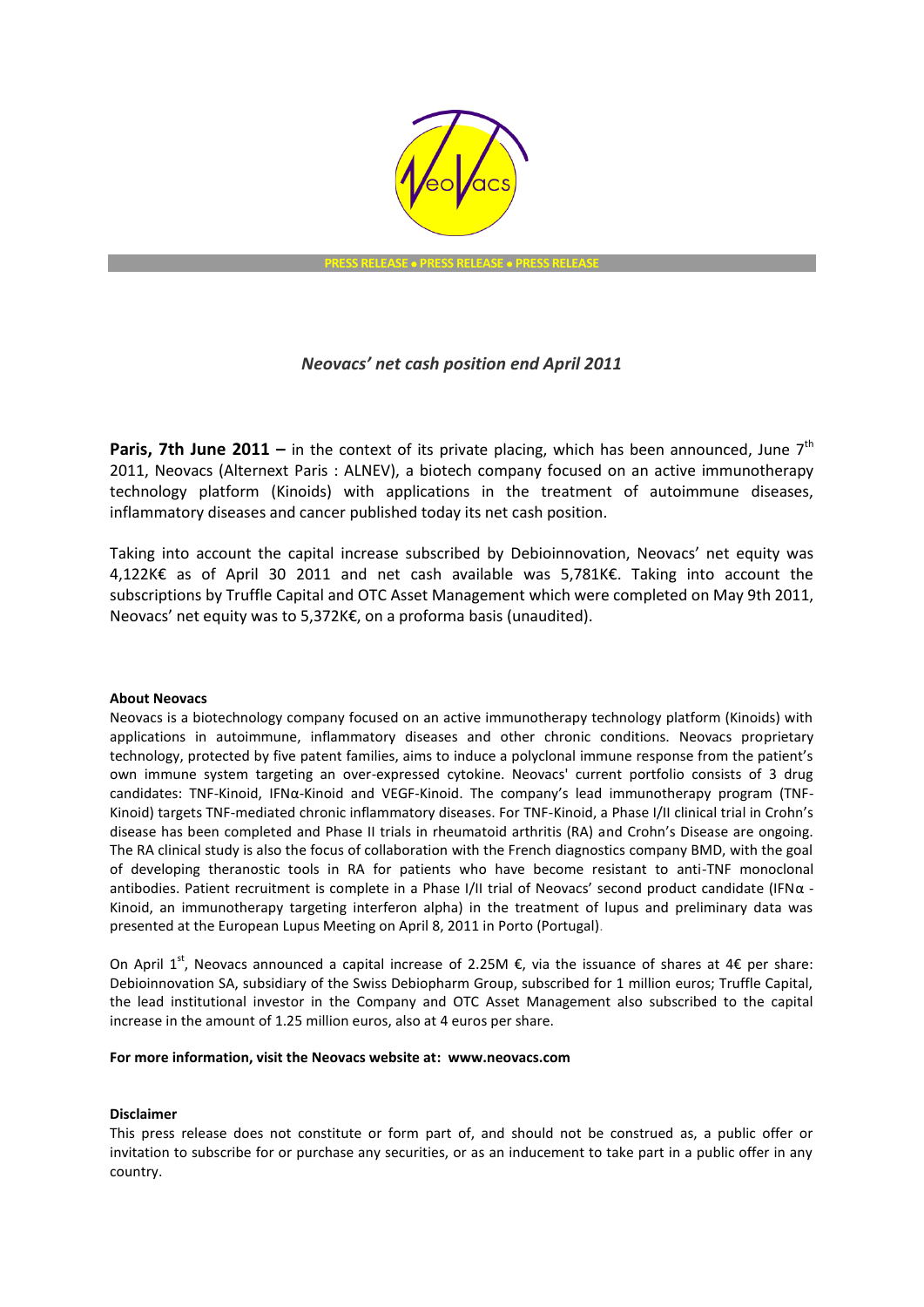PRESS RELEASE • PRESS RELEASE • PRESS RELEASE

*Neovacs' net cash position end April 2011*

**Paris, 7th June 2011 –** in the context of its private placing, which has been announced, June 7th 2011, Neovacs (Alternext Paris : ALNEV), a biotech company focused on an active immunotherapy technology platform (Kinoids) with applications in the treatment of autoimmune diseases, inflammatory diseases and cancer published today its net cash position.

Taking into account the capital increase subscribed by Debioinnovation, Neovacs' net equity was 4,122K€ as of April 30 2011 and net cash available was 5,781K€. Taking into account the subscriptions by Truffle Capital and OTC Asset Management which were completed on May 9th 2011, Neovacs' net equity was to 5,372K€, on a proforma basis (unaudited).

**About Neovacs**

Neovacs is a biotechnology company focused on an active immunotherapy technology platform (Kinoids) with applications in autoimmune, inflammatory diseases and other chronic conditions. Neovacs proprietary technology, protected by five patent families, aims to induce a polyclonal immune response from the patient's own immune system targeting an over-expressed cytokine. Neovacs' current portfolio consists of 3 drug candidates: TNF-Kinoid, IFNα-Kinoid and VEGF-Kinoid. The company's lead immunotherapy program (TNF-Kinoid) targets TNF-mediated chronic inflammatory diseases. For TNF-Kinoid, a Phase I/II clinical trial in Crohn's disease has been completed and Phase II trials in rheumatoid arthritis (RA) and Crohn's Disease are ongoing. The RA clinical study is also the focus of collaboration with the French diagnostics company BMD, with the goal of developing theranostic tools in RA for patients who have become resistant to anti-TNF monoclonal antibodies. Patient recruitment is complete in a Phase I/II trial of Neovacs' second product candidate (IFNα - Kinoid, an immunotherapy targeting interferon alpha) in the treatment of lupus and preliminary data was presented at the European Lupus Meeting on April 8, 2011 in Porto (Portugal).

On April 1st, Neovacs announced a capital increase of 2.25M €, via the issuance of shares at 4€ per share: Debioinnovation SA, subsidiary of the Swiss Debiopharm Group, subscribed for 1 million euros; Truffle Capital, the lead institutional investor in the Company and OTC Asset Management also subscribed to the capital increase in the amount of 1.25 million euros, also at 4 euros per share.

**For more information, visit the Neovacs website at: www.neovacs.com**

**Disclaimer**

This press release does not constitute or form part of, and should not be construed as, a public offer or invitation to subscribe for or purchase any securities, or as an inducement to take part in a public offer in any country.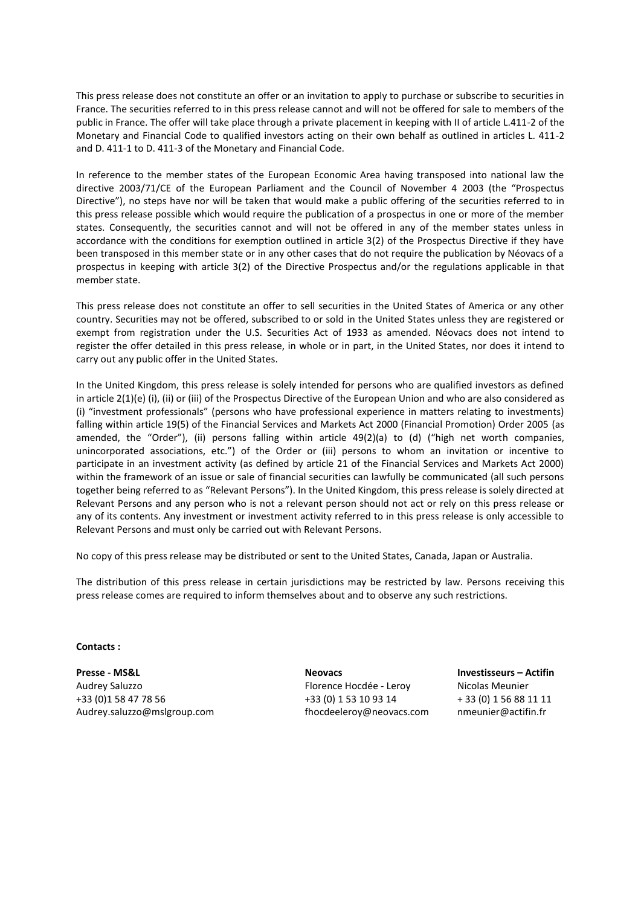This press release does not constitute an offer or an invitation to apply to purchase or subscribe to securities in France. The securities referred to in this press release cannot and will not be offered for sale to members of the public in France. The offer will take place through a private placement in keeping with II of article L.411-2 of the Monetary and Financial Code to qualified investors acting on their own behalf as outlined in articles L. 411-2 and D. 411-1 to D. 411-3 of the Monetary and Financial Code.

In reference to the member states of the European Economic Area having transposed into national law the directive 2003/71/CE of the European Parliament and the Council of November 4 2003 (the "Prospectus Directive"), no steps have nor will be taken that would make a public offering of the securities referred to in this press release possible which would require the publication of a prospectus in one or more of the member states. Consequently, the securities cannot and will not be offered in any of the member states unless in accordance with the conditions for exemption outlined in article 3(2) of the Prospectus Directive if they have been transposed in this member state or in any other cases that do not require the publication by Néovacs of a prospectus in keeping with article 3(2) of the Directive Prospectus and/or the regulations applicable in that member state.

This press release does not constitute an offer to sell securities in the United States of America or any other country. Securities may not be offered, subscribed to or sold in the United States unless they are registered or exempt from registration under the U.S. Securities Act of 1933 as amended. Néovacs does not intend to register the offer detailed in this press release, in whole or in part, in the United States, nor does it intend to carry out any public offer in the United States.

In the United Kingdom, this press release is solely intended for persons who are qualified investors as defined in article 2(1)(e) (i), (ii) or (iii) of the Prospectus Directive of the European Union and who are also considered as (i) "investment professionals" (persons who have professional experience in matters relating to investments) falling within article 19(5) of the Financial Services and Markets Act 2000 (Financial Promotion) Order 2005 (as amended, the "Order"), (ii) persons falling within article 49(2)(a) to (d) ("high net worth companies, unincorporated associations, etc.") of the Order or (iii) persons to whom an invitation or incentive to participate in an investment activity (as defined by article 21 of the Financial Services and Markets Act 2000) within the framework of an issue or sale of financial securities can lawfully be communicated (all such persons together being referred to as "Relevant Persons"). In the United Kingdom, this press release is solely directed at Relevant Persons and any person who is not a relevant person should not act or rely on this press release or any of its contents. Any investment or investment activity referred to in this press release is only accessible to Relevant Persons and must only be carried out with Relevant Persons.

No copy of this press release may be distributed or sent to the United States, Canada, Japan or Australia.

The distribution of this press release in certain jurisdictions may be restricted by law. Persons receiving this press release comes are required to inform themselves about and to observe any such restrictions.

**Contacts :**

**Presse - MS&L**
Audrey Saluzzo
+33 (0)1 58 47 78 56
Audrey.saluzzo@mslgroup.com

**Neovacs**
Florence Hocdée - Leroy
+33 (0) 1 53 10 93 14
fhocdeeleroy@neovacs.com

**Investisseurs – Actifin**
Nicolas Meunier
+ 33 (0) 1 56 88 11 11
nmeunier@actifin.fr